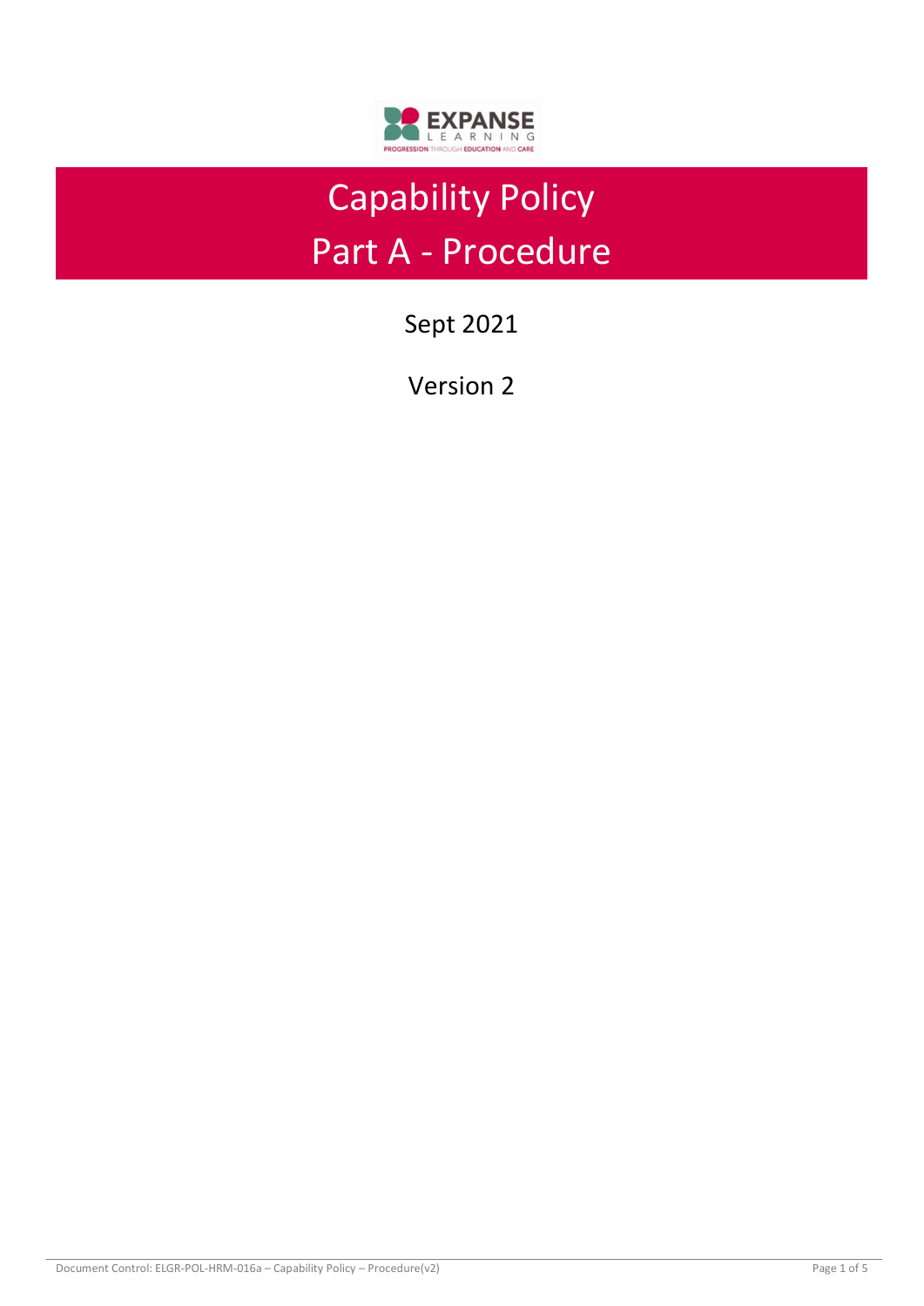# Capability Policy
# Part A - Procedure

Sept 2021

Version 2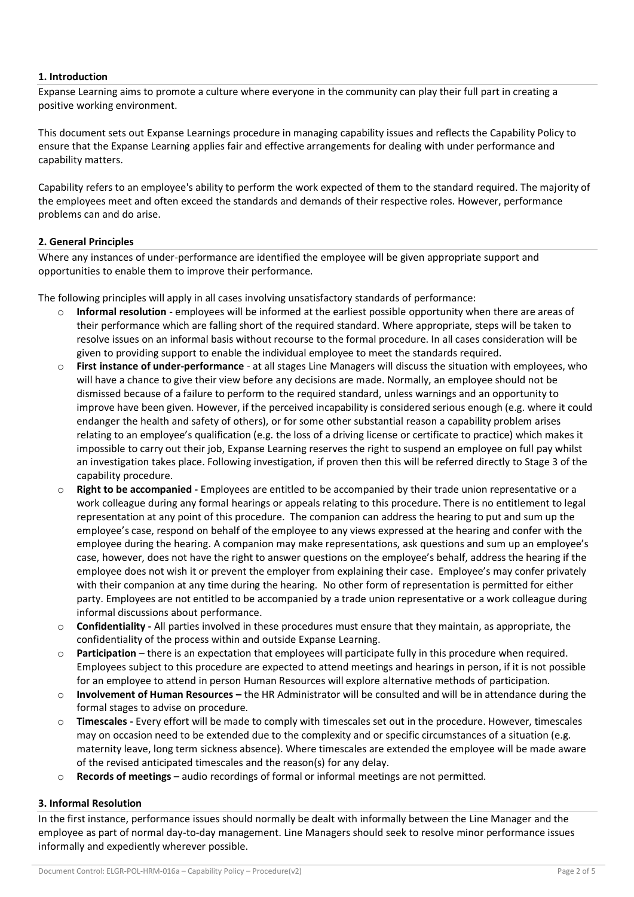### 1. Introduction

Expanse Learning aims to promote a culture where everyone in the community can play their full part in creating a positive working environment.

This document sets out Expanse Learnings procedure in managing capability issues and reflects the Capability Policy to ensure that the Expanse Learning applies fair and effective arrangements for dealing with under performance and capability matters.

Capability refers to an employee's ability to perform the work expected of them to the standard required. The majority of the employees meet and often exceed the standards and demands of their respective roles. However, performance problems can and do arise.

### 2. General Principles

Where any instances of under-performance are identified the employee will be given appropriate support and opportunities to enable them to improve their performance.

The following principles will apply in all cases involving unsatisfactory standards of performance:

- **Informal resolution** - employees will be informed at the earliest possible opportunity when there are areas of their performance which are falling short of the required standard. Where appropriate, steps will be taken to resolve issues on an informal basis without recourse to the formal procedure. In all cases consideration will be given to providing support to enable the individual employee to meet the standards required.
- **First instance of under-performance** - at all stages Line Managers will discuss the situation with employees, who will have a chance to give their view before any decisions are made. Normally, an employee should not be dismissed because of a failure to perform to the required standard, unless warnings and an opportunity to improve have been given. However, if the perceived incapability is considered serious enough (e.g. where it could endanger the health and safety of others), or for some other substantial reason a capability problem arises relating to an employee's qualification (e.g. the loss of a driving license or certificate to practice) which makes it impossible to carry out their job, Expanse Learning reserves the right to suspend an employee on full pay whilst an investigation takes place. Following investigation, if proven then this will be referred directly to Stage 3 of the capability procedure.
- **Right to be accompanied -** Employees are entitled to be accompanied by their trade union representative or a work colleague during any formal hearings or appeals relating to this procedure. There is no entitlement to legal representation at any point of this procedure. The companion can address the hearing to put and sum up the employee's case, respond on behalf of the employee to any views expressed at the hearing and confer with the employee during the hearing. A companion may make representations, ask questions and sum up an employee's case, however, does not have the right to answer questions on the employee's behalf, address the hearing if the employee does not wish it or prevent the employer from explaining their case. Employee's may confer privately with their companion at any time during the hearing. No other form of representation is permitted for either party. Employees are not entitled to be accompanied by a trade union representative or a work colleague during informal discussions about performance.
- **Confidentiality -** All parties involved in these procedures must ensure that they maintain, as appropriate, the confidentiality of the process within and outside Expanse Learning.
- **Participation** – there is an expectation that employees will participate fully in this procedure when required. Employees subject to this procedure are expected to attend meetings and hearings in person, if it is not possible for an employee to attend in person Human Resources will explore alternative methods of participation.
- **Involvement of Human Resources –** the HR Administrator will be consulted and will be in attendance during the formal stages to advise on procedure.
- **Timescales -** Every effort will be made to comply with timescales set out in the procedure. However, timescales may on occasion need to be extended due to the complexity and or specific circumstances of a situation (e.g. maternity leave, long term sickness absence). Where timescales are extended the employee will be made aware of the revised anticipated timescales and the reason(s) for any delay.
- **Records of meetings** – audio recordings of formal or informal meetings are not permitted.

### 3. Informal Resolution

In the first instance, performance issues should normally be dealt with informally between the Line Manager and the employee as part of normal day-to-day management. Line Managers should seek to resolve minor performance issues informally and expediently wherever possible.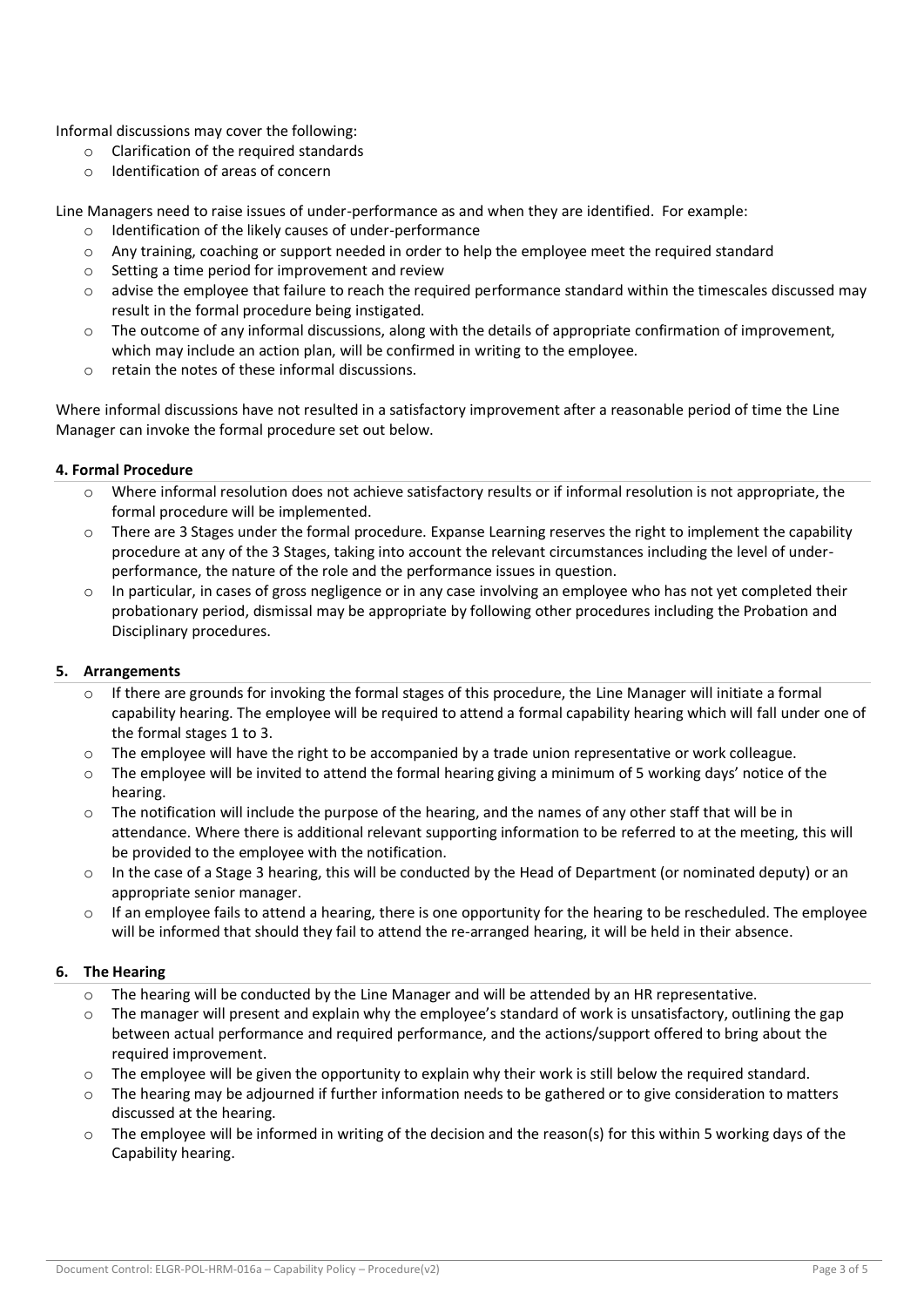Informal discussions may cover the following:

- Clarification of the required standards
- Identification of areas of concern

Line Managers need to raise issues of under-performance as and when they are identified. For example:

- Identification of the likely causes of under-performance
- Any training, coaching or support needed in order to help the employee meet the required standard
- Setting a time period for improvement and review
- advise the employee that failure to reach the required performance standard within the timescales discussed may result in the formal procedure being instigated.
- The outcome of any informal discussions, along with the details of appropriate confirmation of improvement, which may include an action plan, will be confirmed in writing to the employee.
- retain the notes of these informal discussions.

Where informal discussions have not resulted in a satisfactory improvement after a reasonable period of time the Line Manager can invoke the formal procedure set out below.

**4. Formal Procedure**

- Where informal resolution does not achieve satisfactory results or if informal resolution is not appropriate, the formal procedure will be implemented.
- There are 3 Stages under the formal procedure. Expanse Learning reserves the right to implement the capability procedure at any of the 3 Stages, taking into account the relevant circumstances including the level of under-performance, the nature of the role and the performance issues in question.
- In particular, in cases of gross negligence or in any case involving an employee who has not yet completed their probationary period, dismissal may be appropriate by following other procedures including the Probation and Disciplinary procedures.

**5. Arrangements**

- If there are grounds for invoking the formal stages of this procedure, the Line Manager will initiate a formal capability hearing. The employee will be required to attend a formal capability hearing which will fall under one of the formal stages 1 to 3.
- The employee will have the right to be accompanied by a trade union representative or work colleague.
- The employee will be invited to attend the formal hearing giving a minimum of 5 working days' notice of the hearing.
- The notification will include the purpose of the hearing, and the names of any other staff that will be in attendance. Where there is additional relevant supporting information to be referred to at the meeting, this will be provided to the employee with the notification.
- In the case of a Stage 3 hearing, this will be conducted by the Head of Department (or nominated deputy) or an appropriate senior manager.
- If an employee fails to attend a hearing, there is one opportunity for the hearing to be rescheduled. The employee will be informed that should they fail to attend the re-arranged hearing, it will be held in their absence.

**6. The Hearing**

- The hearing will be conducted by the Line Manager and will be attended by an HR representative.
- The manager will present and explain why the employee's standard of work is unsatisfactory, outlining the gap between actual performance and required performance, and the actions/support offered to bring about the required improvement.
- The employee will be given the opportunity to explain why their work is still below the required standard.
- The hearing may be adjourned if further information needs to be gathered or to give consideration to matters discussed at the hearing.
- The employee will be informed in writing of the decision and the reason(s) for this within 5 working days of the Capability hearing.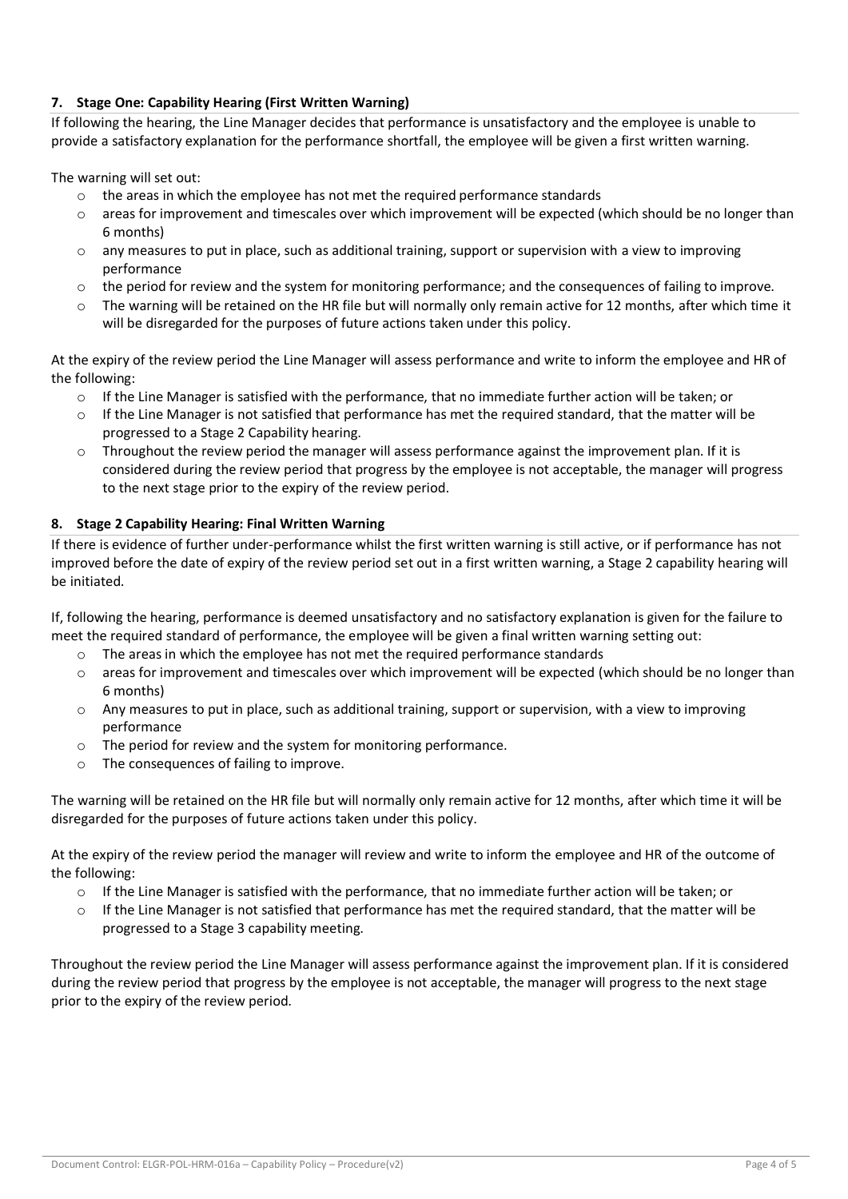### 7. Stage One: Capability Hearing (First Written Warning)

If following the hearing, the Line Manager decides that performance is unsatisfactory and the employee is unable to provide a satisfactory explanation for the performance shortfall, the employee will be given a first written warning.

The warning will set out:

- the areas in which the employee has not met the required performance standards
- areas for improvement and timescales over which improvement will be expected (which should be no longer than 6 months)
- any measures to put in place, such as additional training, support or supervision with a view to improving performance
- the period for review and the system for monitoring performance; and the consequences of failing to improve.
- The warning will be retained on the HR file but will normally only remain active for 12 months, after which time it will be disregarded for the purposes of future actions taken under this policy.

At the expiry of the review period the Line Manager will assess performance and write to inform the employee and HR of the following:

- If the Line Manager is satisfied with the performance, that no immediate further action will be taken; or
- If the Line Manager is not satisfied that performance has met the required standard, that the matter will be progressed to a Stage 2 Capability hearing.
- Throughout the review period the manager will assess performance against the improvement plan. If it is considered during the review period that progress by the employee is not acceptable, the manager will progress to the next stage prior to the expiry of the review period.

### 8. Stage 2 Capability Hearing: Final Written Warning

If there is evidence of further under-performance whilst the first written warning is still active, or if performance has not improved before the date of expiry of the review period set out in a first written warning, a Stage 2 capability hearing will be initiated.

If, following the hearing, performance is deemed unsatisfactory and no satisfactory explanation is given for the failure to meet the required standard of performance, the employee will be given a final written warning setting out:

- The areas in which the employee has not met the required performance standards
- areas for improvement and timescales over which improvement will be expected (which should be no longer than 6 months)
- Any measures to put in place, such as additional training, support or supervision, with a view to improving performance
- The period for review and the system for monitoring performance.
- The consequences of failing to improve.

The warning will be retained on the HR file but will normally only remain active for 12 months, after which time it will be disregarded for the purposes of future actions taken under this policy.

At the expiry of the review period the manager will review and write to inform the employee and HR of the outcome of the following:

- If the Line Manager is satisfied with the performance, that no immediate further action will be taken; or
- If the Line Manager is not satisfied that performance has met the required standard, that the matter will be progressed to a Stage 3 capability meeting.

Throughout the review period the Line Manager will assess performance against the improvement plan. If it is considered during the review period that progress by the employee is not acceptable, the manager will progress to the next stage prior to the expiry of the review period.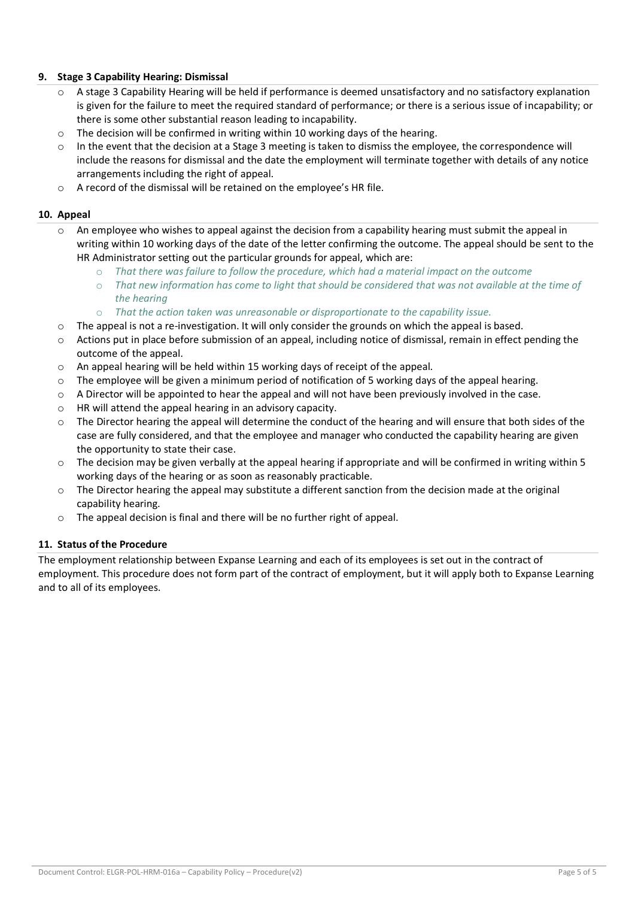## 9. Stage 3 Capability Hearing: Dismissal

- A stage 3 Capability Hearing will be held if performance is deemed unsatisfactory and no satisfactory explanation is given for the failure to meet the required standard of performance; or there is a serious issue of incapability; or there is some other substantial reason leading to incapability.
- The decision will be confirmed in writing within 10 working days of the hearing.
- In the event that the decision at a Stage 3 meeting is taken to dismiss the employee, the correspondence will include the reasons for dismissal and the date the employment will terminate together with details of any notice arrangements including the right of appeal.
- A record of the dismissal will be retained on the employee's HR file.

## 10. Appeal

- An employee who wishes to appeal against the decision from a capability hearing must submit the appeal in writing within 10 working days of the date of the letter confirming the outcome. The appeal should be sent to the HR Administrator setting out the particular grounds for appeal, which are:
  - *That there was failure to follow the procedure, which had a material impact on the outcome*
  - *That new information has come to light that should be considered that was not available at the time of the hearing*
  - *That the action taken was unreasonable or disproportionate to the capability issue.*
- The appeal is not a re-investigation. It will only consider the grounds on which the appeal is based.
- Actions put in place before submission of an appeal, including notice of dismissal, remain in effect pending the outcome of the appeal.
- An appeal hearing will be held within 15 working days of receipt of the appeal.
- The employee will be given a minimum period of notification of 5 working days of the appeal hearing.
- A Director will be appointed to hear the appeal and will not have been previously involved in the case.
- HR will attend the appeal hearing in an advisory capacity.
- The Director hearing the appeal will determine the conduct of the hearing and will ensure that both sides of the case are fully considered, and that the employee and manager who conducted the capability hearing are given the opportunity to state their case.
- The decision may be given verbally at the appeal hearing if appropriate and will be confirmed in writing within 5 working days of the hearing or as soon as reasonably practicable.
- The Director hearing the appeal may substitute a different sanction from the decision made at the original capability hearing.
- The appeal decision is final and there will be no further right of appeal.

## 11. Status of the Procedure

The employment relationship between Expanse Learning and each of its employees is set out in the contract of employment. This procedure does not form part of the contract of employment, but it will apply both to Expanse Learning and to all of its employees.